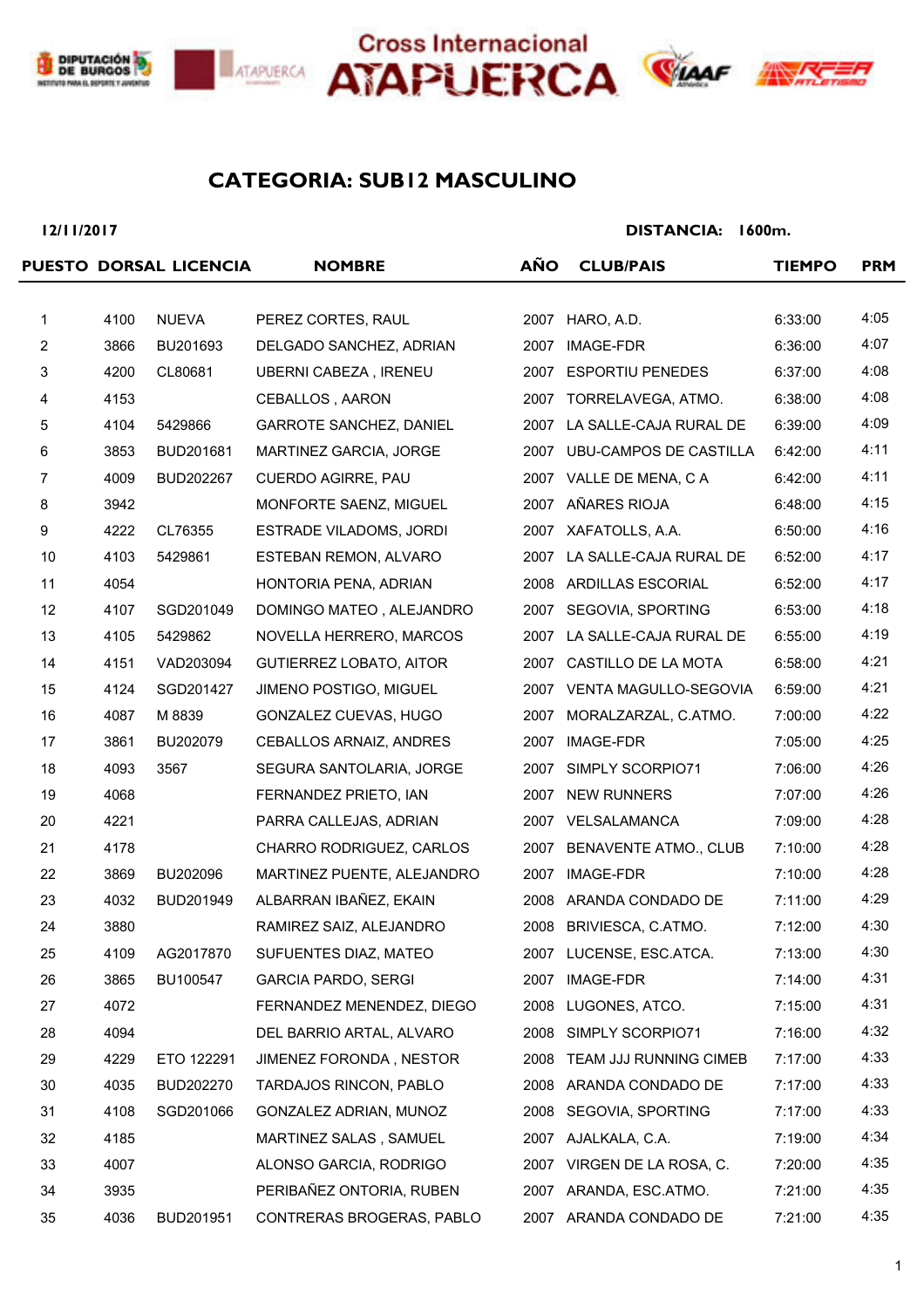Cross Internacional ATAPUERCA

## CATEGORIA: SUB12 MASCULINO

**12/11/2017** **DISTANCIA: 1600m.**

| PUESTO | DORSAL | LICENCIA | NOMBRE | AÑO | CLUB/PAIS | TIEMPO | PRM |
|---|---|---|---|---|---|---|---|
| 1 | 4100 | NUEVA | PEREZ CORTES, RAUL | 2007 | HARO, A.D. | 6:33:00 | 4:05 |
| 2 | 3866 | BU201693 | DELGADO SANCHEZ, ADRIAN | 2007 | IMAGE-FDR | 6:36:00 | 4:07 |
| 3 | 4200 | CL80681 | UBERNI CABEZA , IRENEU | 2007 | ESPORTIU PENEDES | 6:37:00 | 4:08 |
| 4 | 4153 | | CEBALLOS , AARON | 2007 | TORRELAVEGA, ATMO. | 6:38:00 | 4:08 |
| 5 | 4104 | 5429866 | GARROTE SANCHEZ, DANIEL | 2007 | LA SALLE-CAJA RURAL DE | 6:39:00 | 4:09 |
| 6 | 3853 | BUD201681 | MARTINEZ GARCIA, JORGE | 2007 | UBU-CAMPOS DE CASTILLA | 6:42:00 | 4:11 |
| 7 | 4009 | BUD202267 | CUERDO AGIRRE, PAU | 2007 | VALLE DE MENA, C A | 6:42:00 | 4:11 |
| 8 | 3942 | | MONFORTE SAENZ, MIGUEL | 2007 | AÑARES RIOJA | 6:48:00 | 4:15 |
| 9 | 4222 | CL76355 | ESTRADE VILADOMS, JORDI | 2007 | XAFATOLLS, A.A. | 6:50:00 | 4:16 |
| 10 | 4103 | 5429861 | ESTEBAN REMON, ALVARO | 2007 | LA SALLE-CAJA RURAL DE | 6:52:00 | 4:17 |
| 11 | 4054 | | HONTORIA PENA, ADRIAN | 2008 | ARDILLAS ESCORIAL | 6:52:00 | 4:17 |
| 12 | 4107 | SGD201049 | DOMINGO MATEO , ALEJANDRO | 2007 | SEGOVIA, SPORTING | 6:53:00 | 4:18 |
| 13 | 4105 | 5429862 | NOVELLA HERRERO, MARCOS | 2007 | LA SALLE-CAJA RURAL DE | 6:55:00 | 4:19 |
| 14 | 4151 | VAD203094 | GUTIERREZ LOBATO, AITOR | 2007 | CASTILLO DE LA MOTA | 6:58:00 | 4:21 |
| 15 | 4124 | SGD201427 | JIMENO POSTIGO, MIGUEL | 2007 | VENTA MAGULLO-SEGOVIA | 6:59:00 | 4:21 |
| 16 | 4087 | M 8839 | GONZALEZ CUEVAS, HUGO | 2007 | MORALZARZAL, C.ATMO. | 7:00:00 | 4:22 |
| 17 | 3861 | BU202079 | CEBALLOS ARNAIZ, ANDRES | 2007 | IMAGE-FDR | 7:05:00 | 4:25 |
| 18 | 4093 | 3567 | SEGURA SANTOLARIA, JORGE | 2007 | SIMPLY SCORPIO71 | 7:06:00 | 4:26 |
| 19 | 4068 | | FERNANDEZ PRIETO, IAN | 2007 | NEW RUNNERS | 7:07:00 | 4:26 |
| 20 | 4221 | | PARRA CALLEJAS, ADRIAN | 2007 | VELSALAMANCA | 7:09:00 | 4:28 |
| 21 | 4178 | | CHARRO RODRIGUEZ, CARLOS | 2007 | BENAVENTE ATMO., CLUB | 7:10:00 | 4:28 |
| 22 | 3869 | BU202096 | MARTINEZ PUENTE, ALEJANDRO | 2007 | IMAGE-FDR | 7:10:00 | 4:28 |
| 23 | 4032 | BUD201949 | ALBARRAN IBAÑEZ, EKAIN | 2008 | ARANDA CONDADO DE | 7:11:00 | 4:29 |
| 24 | 3880 | | RAMIREZ SAIZ, ALEJANDRO | 2008 | BRIVIESCA, C.ATMO. | 7:12:00 | 4:30 |
| 25 | 4109 | AG2017870 | SUFUENTES DIAZ, MATEO | 2007 | LUCENSE, ESC.ATCA. | 7:13:00 | 4:30 |
| 26 | 3865 | BU100547 | GARCIA PARDO, SERGI | 2007 | IMAGE-FDR | 7:14:00 | 4:31 |
| 27 | 4072 | | FERNANDEZ MENENDEZ, DIEGO | 2008 | LUGONES, ATCO. | 7:15:00 | 4:31 |
| 28 | 4094 | | DEL BARRIO ARTAL, ALVARO | 2008 | SIMPLY SCORPIO71 | 7:16:00 | 4:32 |
| 29 | 4229 | ETO 122291 | JIMENEZ FORONDA , NESTOR | 2008 | TEAM JJJ RUNNING CIMEB | 7:17:00 | 4:33 |
| 30 | 4035 | BUD202270 | TARDAJOS RINCON, PABLO | 2008 | ARANDA CONDADO DE | 7:17:00 | 4:33 |
| 31 | 4108 | SGD201066 | GONZALEZ ADRIAN, MUNOZ | 2008 | SEGOVIA, SPORTING | 7:17:00 | 4:33 |
| 32 | 4185 | | MARTINEZ SALAS , SAMUEL | 2007 | AJALKALA, C.A. | 7:19:00 | 4:34 |
| 33 | 4007 | | ALONSO GARCIA, RODRIGO | 2007 | VIRGEN DE LA ROSA, C. | 7:20:00 | 4:35 |
| 34 | 3935 | | PERIBAÑEZ ONTORIA, RUBEN | 2007 | ARANDA, ESC.ATMO. | 7:21:00 | 4:35 |
| 35 | 4036 | BUD201951 | CONTRERAS BROGERAS, PABLO | 2007 | ARANDA CONDADO DE | 7:21:00 | 4:35 |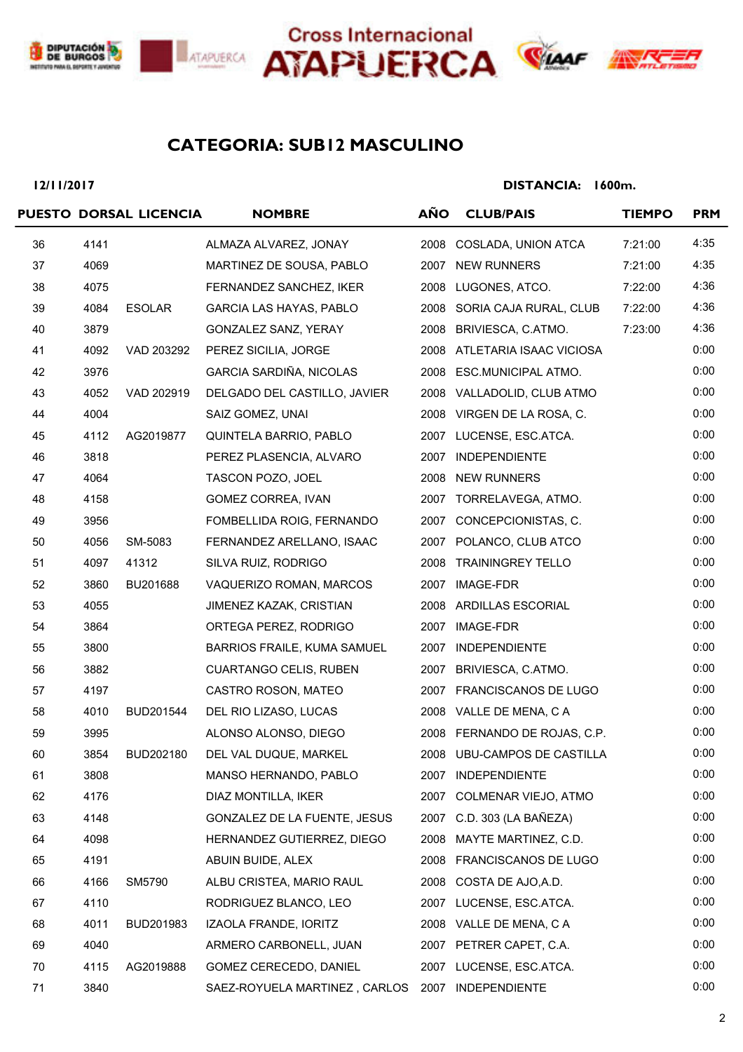Cross Internacional ATAPUERCA

## CATEGORIA: SUB12 MASCULINO

**12/11/2017** **DISTANCIA: 1600m.**

| PUESTO | DORSAL | LICENCIA | NOMBRE | AÑO | CLUB/PAIS | TIEMPO | PRM |
|---|---|---|---|---|---|---|---|
| 36 | 4141 | | ALMAZA ALVAREZ, JONAY | 2008 | COSLADA, UNION ATCA | 7:21:00 | 4:35 |
| 37 | 4069 | | MARTINEZ DE SOUSA, PABLO | 2007 | NEW RUNNERS | 7:21:00 | 4:35 |
| 38 | 4075 | | FERNANDEZ SANCHEZ, IKER | 2008 | LUGONES, ATCO. | 7:22:00 | 4:36 |
| 39 | 4084 | ESOLAR | GARCIA LAS HAYAS, PABLO | 2008 | SORIA CAJA RURAL, CLUB | 7:22:00 | 4:36 |
| 40 | 3879 | | GONZALEZ SANZ, YERAY | 2008 | BRIVIESCA, C.ATMO. | 7:23:00 | 4:36 |
| 41 | 4092 | VAD 203292 | PEREZ SICILIA, JORGE | 2008 | ATLETARIA ISAAC VICIOSA | | 0:00 |
| 42 | 3976 | | GARCIA SARDIÑA, NICOLAS | 2008 | ESC.MUNICIPAL ATMO. | | 0:00 |
| 43 | 4052 | VAD 202919 | DELGADO DEL CASTILLO, JAVIER | 2008 | VALLADOLID, CLUB ATMO | | 0:00 |
| 44 | 4004 | | SAIZ GOMEZ, UNAI | 2008 | VIRGEN DE LA ROSA, C. | | 0:00 |
| 45 | 4112 | AG2019877 | QUINTELA BARRIO, PABLO | 2007 | LUCENSE, ESC.ATCA. | | 0:00 |
| 46 | 3818 | | PEREZ PLASENCIA, ALVARO | 2007 | INDEPENDIENTE | | 0:00 |
| 47 | 4064 | | TASCON POZO, JOEL | 2008 | NEW RUNNERS | | 0:00 |
| 48 | 4158 | | GOMEZ CORREA, IVAN | 2007 | TORRELAVEGA, ATMO. | | 0:00 |
| 49 | 3956 | | FOMBELLIDA ROIG, FERNANDO | 2007 | CONCEPCIONISTAS, C. | | 0:00 |
| 50 | 4056 | SM-5083 | FERNANDEZ ARELLANO, ISAAC | 2007 | POLANCO, CLUB ATCO | | 0:00 |
| 51 | 4097 | 41312 | SILVA RUIZ, RODRIGO | 2008 | TRAININGREY TELLO | | 0:00 |
| 52 | 3860 | BU201688 | VAQUERIZO ROMAN, MARCOS | 2007 | IMAGE-FDR | | 0:00 |
| 53 | 4055 | | JIMENEZ KAZAK, CRISTIAN | 2008 | ARDILLAS ESCORIAL | | 0:00 |
| 54 | 3864 | | ORTEGA PEREZ, RODRIGO | 2007 | IMAGE-FDR | | 0:00 |
| 55 | 3800 | | BARRIOS FRAILE, KUMA SAMUEL | 2007 | INDEPENDIENTE | | 0:00 |
| 56 | 3882 | | CUARTANGO CELIS, RUBEN | 2007 | BRIVIESCA, C.ATMO. | | 0:00 |
| 57 | 4197 | | CASTRO ROSON, MATEO | 2007 | FRANCISCANOS DE LUGO | | 0:00 |
| 58 | 4010 | BUD201544 | DEL RIO LIZASO, LUCAS | 2008 | VALLE DE MENA, C A | | 0:00 |
| 59 | 3995 | | ALONSO ALONSO, DIEGO | 2008 | FERNANDO DE ROJAS, C.P. | | 0:00 |
| 60 | 3854 | BUD202180 | DEL VAL DUQUE, MARKEL | 2008 | UBU-CAMPOS DE CASTILLA | | 0:00 |
| 61 | 3808 | | MANSO HERNANDO, PABLO | 2007 | INDEPENDIENTE | | 0:00 |
| 62 | 4176 | | DIAZ MONTILLA, IKER | 2007 | COLMENAR VIEJO, ATMO | | 0:00 |
| 63 | 4148 | | GONZALEZ DE LA FUENTE, JESUS | 2007 | C.D. 303 (LA BAÑEZA) | | 0:00 |
| 64 | 4098 | | HERNANDEZ GUTIERREZ, DIEGO | 2008 | MAYTE MARTINEZ, C.D. | | 0:00 |
| 65 | 4191 | | ABUIN BUIDE, ALEX | 2008 | FRANCISCANOS DE LUGO | | 0:00 |
| 66 | 4166 | SM5790 | ALBU CRISTEA, MARIO RAUL | 2008 | COSTA DE AJO,A.D. | | 0:00 |
| 67 | 4110 | | RODRIGUEZ BLANCO, LEO | 2007 | LUCENSE, ESC.ATCA. | | 0:00 |
| 68 | 4011 | BUD201983 | IZAOLA FRANDE, IORITZ | 2008 | VALLE DE MENA, C A | | 0:00 |
| 69 | 4040 | | ARMERO CARBONELL, JUAN | 2007 | PETRER CAPET, C.A. | | 0:00 |
| 70 | 4115 | AG2019888 | GOMEZ CERECEDO, DANIEL | 2007 | LUCENSE, ESC.ATCA. | | 0:00 |
| 71 | 3840 | | SAEZ-ROYUELA MARTINEZ , CARLOS | 2007 | INDEPENDIENTE | | 0:00 |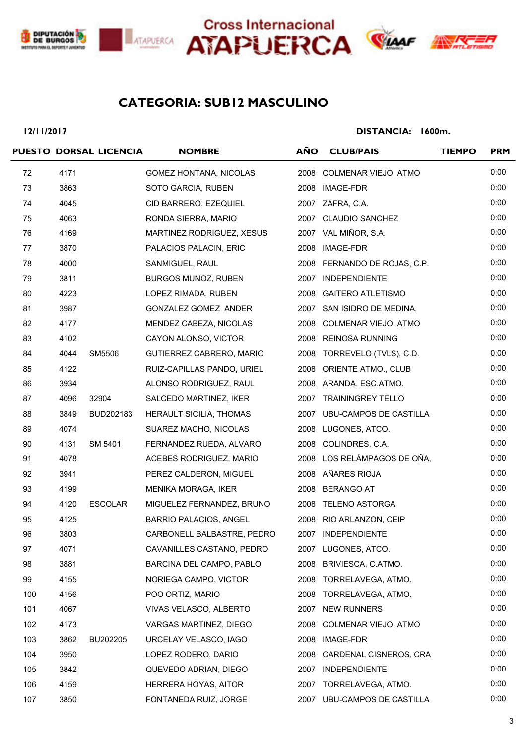Cross Internacional ATAPUERCA

## CATEGORIA: SUB12 MASCULINO

**12/11/2017** **DISTANCIA: 1600m.**

| PUESTO | DORSAL | LICENCIA | NOMBRE | AÑO | CLUB/PAIS | TIEMPO | PRM |
|---|---|---|---|---|---|---|---|
| 72 | 4171 | | GOMEZ HONTANA, NICOLAS | 2008 | COLMENAR VIEJO, ATMO | | 0:00 |
| 73 | 3863 | | SOTO GARCIA, RUBEN | 2008 | IMAGE-FDR | | 0:00 |
| 74 | 4045 | | CID BARRERO, EZEQUIEL | 2007 | ZAFRA, C.A. | | 0:00 |
| 75 | 4063 | | RONDA SIERRA, MARIO | 2007 | CLAUDIO SANCHEZ | | 0:00 |
| 76 | 4169 | | MARTINEZ RODRIGUEZ, XESUS | 2007 | VAL MIÑOR, S.A. | | 0:00 |
| 77 | 3870 | | PALACIOS PALACIN, ERIC | 2008 | IMAGE-FDR | | 0:00 |
| 78 | 4000 | | SANMIGUEL, RAUL | 2008 | FERNANDO DE ROJAS, C.P. | | 0:00 |
| 79 | 3811 | | BURGOS MUNOZ, RUBEN | 2007 | INDEPENDIENTE | | 0:00 |
| 80 | 4223 | | LOPEZ RIMADA, RUBEN | 2008 | GAITERO ATLETISMO | | 0:00 |
| 81 | 3987 | | GONZALEZ GOMEZ ANDER | 2007 | SAN ISIDRO DE MEDINA, | | 0:00 |
| 82 | 4177 | | MENDEZ CABEZA, NICOLAS | 2008 | COLMENAR VIEJO, ATMO | | 0:00 |
| 83 | 4102 | | CAYON ALONSO, VICTOR | 2008 | REINOSA RUNNING | | 0:00 |
| 84 | 4044 | SM5506 | GUTIERREZ CABRERO, MARIO | 2008 | TORREVELO (TVLS), C.D. | | 0:00 |
| 85 | 4122 | | RUIZ-CAPILLAS PANDO, URIEL | 2008 | ORIENTE ATMO., CLUB | | 0:00 |
| 86 | 3934 | | ALONSO RODRIGUEZ, RAUL | 2008 | ARANDA, ESC.ATMO. | | 0:00 |
| 87 | 4096 | 32904 | SALCEDO MARTINEZ, IKER | 2007 | TRAININGREY TELLO | | 0:00 |
| 88 | 3849 | BUD202183 | HERAULT SICILIA, THOMAS | 2007 | UBU-CAMPOS DE CASTILLA | | 0:00 |
| 89 | 4074 | | SUAREZ MACHO, NICOLAS | 2008 | LUGONES, ATCO. | | 0:00 |
| 90 | 4131 | SM 5401 | FERNANDEZ RUEDA, ALVARO | 2008 | COLINDRES, C.A. | | 0:00 |
| 91 | 4078 | | ACEBES RODRIGUEZ, MARIO | 2008 | LOS RELÁMPAGOS DE OÑA, | | 0:00 |
| 92 | 3941 | | PEREZ CALDERON, MIGUEL | 2008 | AÑARES RIOJA | | 0:00 |
| 93 | 4199 | | MENIKA MORAGA, IKER | 2008 | BERANGO AT | | 0:00 |
| 94 | 4120 | ESCOLAR | MIGUELEZ FERNANDEZ, BRUNO | 2008 | TELENO ASTORGA | | 0:00 |
| 95 | 4125 | | BARRIO PALACIOS, ANGEL | 2008 | RIO ARLANZON, CEIP | | 0:00 |
| 96 | 3803 | | CARBONELL BALBASTRE, PEDRO | 2007 | INDEPENDIENTE | | 0:00 |
| 97 | 4071 | | CAVANILLES CASTANO, PEDRO | 2007 | LUGONES, ATCO. | | 0:00 |
| 98 | 3881 | | BARCINA DEL CAMPO, PABLO | 2008 | BRIVIESCA, C.ATMO. | | 0:00 |
| 99 | 4155 | | NORIEGA CAMPO, VICTOR | 2008 | TORRELAVEGA, ATMO. | | 0:00 |
| 100 | 4156 | | POO ORTIZ, MARIO | 2008 | TORRELAVEGA, ATMO. | | 0:00 |
| 101 | 4067 | | VIVAS VELASCO, ALBERTO | 2007 | NEW RUNNERS | | 0:00 |
| 102 | 4173 | | VARGAS MARTINEZ, DIEGO | 2008 | COLMENAR VIEJO, ATMO | | 0:00 |
| 103 | 3862 | BU202205 | URCELAY VELASCO, IAGO | 2008 | IMAGE-FDR | | 0:00 |
| 104 | 3950 | | LOPEZ RODERO, DARIO | 2008 | CARDENAL CISNEROS, CRA | | 0:00 |
| 105 | 3842 | | QUEVEDO ADRIAN, DIEGO | 2007 | INDEPENDIENTE | | 0:00 |
| 106 | 4159 | | HERRERA HOYAS, AITOR | 2007 | TORRELAVEGA, ATMO. | | 0:00 |
| 107 | 3850 | | FONTANEDA RUIZ, JORGE | 2007 | UBU-CAMPOS DE CASTILLA | | 0:00 |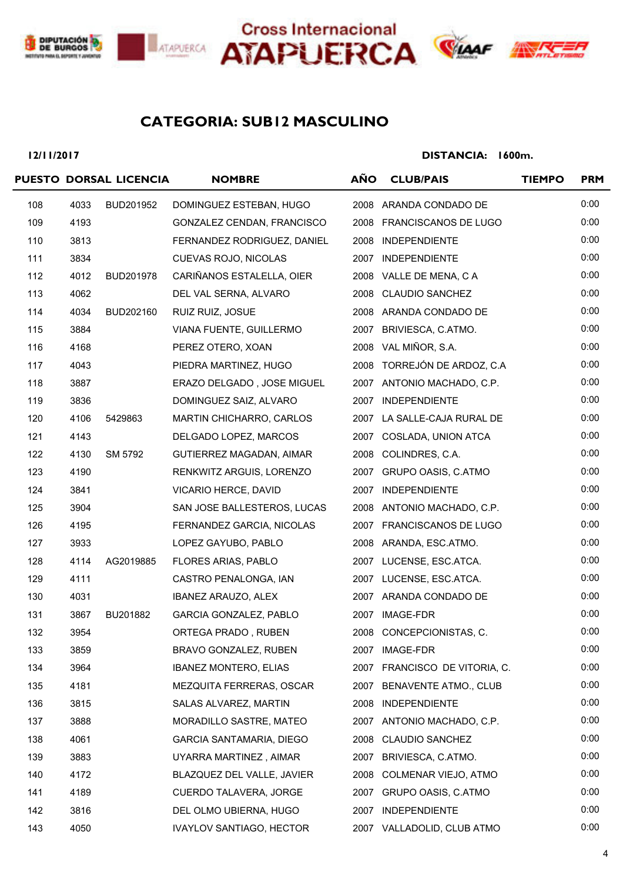Cross Internacional ATAPUERCA

## CATEGORIA: SUB12 MASCULINO

**12/11/2017** **DISTANCIA: 1600m.**

| PUESTO | DORSAL | LICENCIA | NOMBRE | AÑO | CLUB/PAIS | TIEMPO | PRM |
|---|---|---|---|---|---|---|---|
| 108 | 4033 | BUD201952 | DOMINGUEZ ESTEBAN, HUGO | 2008 | ARANDA CONDADO DE | | 0:00 |
| 109 | 4193 | | GONZALEZ CENDAN, FRANCISCO | 2008 | FRANCISCANOS DE LUGO | | 0:00 |
| 110 | 3813 | | FERNANDEZ RODRIGUEZ, DANIEL | 2008 | INDEPENDIENTE | | 0:00 |
| 111 | 3834 | | CUEVAS ROJO, NICOLAS | 2007 | INDEPENDIENTE | | 0:00 |
| 112 | 4012 | BUD201978 | CARIÑANOS ESTALELLA, OIER | 2008 | VALLE DE MENA, C A | | 0:00 |
| 113 | 4062 | | DEL VAL SERNA, ALVARO | 2008 | CLAUDIO SANCHEZ | | 0:00 |
| 114 | 4034 | BUD202160 | RUIZ RUIZ, JOSUE | 2008 | ARANDA CONDADO DE | | 0:00 |
| 115 | 3884 | | VIANA FUENTE, GUILLERMO | 2007 | BRIVIESCA, C.ATMO. | | 0:00 |
| 116 | 4168 | | PEREZ OTERO, XOAN | 2008 | VAL MIÑOR, S.A. | | 0:00 |
| 117 | 4043 | | PIEDRA MARTINEZ, HUGO | 2008 | TORREJÓN DE ARDOZ, C.A | | 0:00 |
| 118 | 3887 | | ERAZO DELGADO , JOSE MIGUEL | 2007 | ANTONIO MACHADO, C.P. | | 0:00 |
| 119 | 3836 | | DOMINGUEZ SAIZ, ALVARO | 2007 | INDEPENDIENTE | | 0:00 |
| 120 | 4106 | 5429863 | MARTIN CHICHARRO, CARLOS | 2007 | LA SALLE-CAJA RURAL DE | | 0:00 |
| 121 | 4143 | | DELGADO LOPEZ, MARCOS | 2007 | COSLADA, UNION ATCA | | 0:00 |
| 122 | 4130 | SM 5792 | GUTIERREZ MAGADAN, AIMAR | 2008 | COLINDRES, C.A. | | 0:00 |
| 123 | 4190 | | RENKWITZ ARGUIS, LORENZO | 2007 | GRUPO OASIS, C.ATMO | | 0:00 |
| 124 | 3841 | | VICARIO HERCE, DAVID | 2007 | INDEPENDIENTE | | 0:00 |
| 125 | 3904 | | SAN JOSE BALLESTEROS, LUCAS | 2008 | ANTONIO MACHADO, C.P. | | 0:00 |
| 126 | 4195 | | FERNANDEZ GARCIA, NICOLAS | 2007 | FRANCISCANOS DE LUGO | | 0:00 |
| 127 | 3933 | | LOPEZ GAYUBO, PABLO | 2008 | ARANDA, ESC.ATMO. | | 0:00 |
| 128 | 4114 | AG2019885 | FLORES ARIAS, PABLO | 2007 | LUCENSE, ESC.ATCA. | | 0:00 |
| 129 | 4111 | | CASTRO PENALONGA, IAN | 2007 | LUCENSE, ESC.ATCA. | | 0:00 |
| 130 | 4031 | | IBANEZ ARAUZO, ALEX | 2007 | ARANDA CONDADO DE | | 0:00 |
| 131 | 3867 | BU201882 | GARCIA GONZALEZ, PABLO | 2007 | IMAGE-FDR | | 0:00 |
| 132 | 3954 | | ORTEGA PRADO , RUBEN | 2008 | CONCEPCIONISTAS, C. | | 0:00 |
| 133 | 3859 | | BRAVO GONZALEZ, RUBEN | 2007 | IMAGE-FDR | | 0:00 |
| 134 | 3964 | | IBANEZ MONTERO, ELIAS | 2007 | FRANCISCO DE VITORIA, C. | | 0:00 |
| 135 | 4181 | | MEZQUITA FERRERAS, OSCAR | 2007 | BENAVENTE ATMO., CLUB | | 0:00 |
| 136 | 3815 | | SALAS ALVAREZ, MARTIN | 2008 | INDEPENDIENTE | | 0:00 |
| 137 | 3888 | | MORADILLO SASTRE, MATEO | 2007 | ANTONIO MACHADO, C.P. | | 0:00 |
| 138 | 4061 | | GARCIA SANTAMARIA, DIEGO | 2008 | CLAUDIO SANCHEZ | | 0:00 |
| 139 | 3883 | | UYARRA MARTINEZ , AIMAR | 2007 | BRIVIESCA, C.ATMO. | | 0:00 |
| 140 | 4172 | | BLAZQUEZ DEL VALLE, JAVIER | 2008 | COLMENAR VIEJO, ATMO | | 0:00 |
| 141 | 4189 | | CUERDO TALAVERA, JORGE | 2007 | GRUPO OASIS, C.ATMO | | 0:00 |
| 142 | 3816 | | DEL OLMO UBIERNA, HUGO | 2007 | INDEPENDIENTE | | 0:00 |
| 143 | 4050 | | IVAYLOV SANTIAGO, HECTOR | 2007 | VALLADOLID, CLUB ATMO | | 0:00 |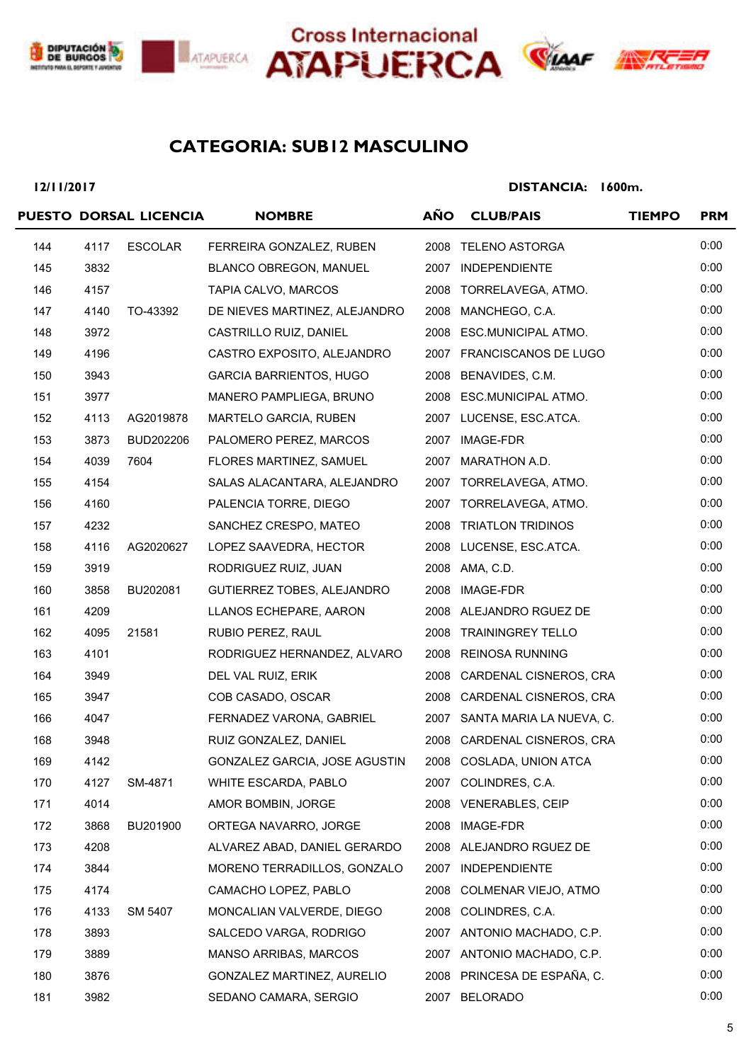# Cross Internacional ATAPUERCA

## CATEGORIA: SUB12 MASCULINO

**12/11/2017** **DISTANCIA: 1600m.**

| PUESTO | DORSAL | LICENCIA | NOMBRE | AÑO | CLUB/PAIS | TIEMPO | PRM |
|---|---|---|---|---|---|---|---|
| 144 | 4117 | ESCOLAR | FERREIRA GONZALEZ, RUBEN | 2008 | TELENO ASTORGA | | 0:00 |
| 145 | 3832 | | BLANCO OBREGON, MANUEL | 2007 | INDEPENDIENTE | | 0:00 |
| 146 | 4157 | | TAPIA CALVO, MARCOS | 2008 | TORRELAVEGA, ATMO. | | 0:00 |
| 147 | 4140 | TO-43392 | DE NIEVES MARTINEZ, ALEJANDRO | 2008 | MANCHEGO, C.A. | | 0:00 |
| 148 | 3972 | | CASTRILLO RUIZ, DANIEL | 2008 | ESC.MUNICIPAL ATMO. | | 0:00 |
| 149 | 4196 | | CASTRO EXPOSITO, ALEJANDRO | 2007 | FRANCISCANOS DE LUGO | | 0:00 |
| 150 | 3943 | | GARCIA BARRIENTOS, HUGO | 2008 | BENAVIDES, C.M. | | 0:00 |
| 151 | 3977 | | MANERO PAMPLIEGA, BRUNO | 2008 | ESC.MUNICIPAL ATMO. | | 0:00 |
| 152 | 4113 | AG2019878 | MARTELO GARCIA, RUBEN | 2007 | LUCENSE, ESC.ATCA. | | 0:00 |
| 153 | 3873 | BUD202206 | PALOMERO PEREZ, MARCOS | 2007 | IMAGE-FDR | | 0:00 |
| 154 | 4039 | 7604 | FLORES MARTINEZ, SAMUEL | 2007 | MARATHON A.D. | | 0:00 |
| 155 | 4154 | | SALAS ALACANTARA, ALEJANDRO | 2007 | TORRELAVEGA, ATMO. | | 0:00 |
| 156 | 4160 | | PALENCIA TORRE, DIEGO | 2007 | TORRELAVEGA, ATMO. | | 0:00 |
| 157 | 4232 | | SANCHEZ CRESPO, MATEO | 2008 | TRIATLON TRIDINOS | | 0:00 |
| 158 | 4116 | AG2020627 | LOPEZ SAAVEDRA, HECTOR | 2008 | LUCENSE, ESC.ATCA. | | 0:00 |
| 159 | 3919 | | RODRIGUEZ RUIZ, JUAN | 2008 | AMA, C.D. | | 0:00 |
| 160 | 3858 | BU202081 | GUTIERREZ TOBES, ALEJANDRO | 2008 | IMAGE-FDR | | 0:00 |
| 161 | 4209 | | LLANOS ECHEPARE, AARON | 2008 | ALEJANDRO RGUEZ DE | | 0:00 |
| 162 | 4095 | 21581 | RUBIO PEREZ, RAUL | 2008 | TRAININGREY TELLO | | 0:00 |
| 163 | 4101 | | RODRIGUEZ HERNANDEZ, ALVARO | 2008 | REINOSA RUNNING | | 0:00 |
| 164 | 3949 | | DEL VAL RUIZ, ERIK | 2008 | CARDENAL CISNEROS, CRA | | 0:00 |
| 165 | 3947 | | COB CASADO, OSCAR | 2008 | CARDENAL CISNEROS, CRA | | 0:00 |
| 166 | 4047 | | FERNADEZ VARONA, GABRIEL | 2007 | SANTA MARIA LA NUEVA, C. | | 0:00 |
| 168 | 3948 | | RUIZ GONZALEZ, DANIEL | 2008 | CARDENAL CISNEROS, CRA | | 0:00 |
| 169 | 4142 | | GONZALEZ GARCIA, JOSE AGUSTIN | 2008 | COSLADA, UNION ATCA | | 0:00 |
| 170 | 4127 | SM-4871 | WHITE ESCARDA, PABLO | 2007 | COLINDRES, C.A. | | 0:00 |
| 171 | 4014 | | AMOR BOMBIN, JORGE | 2008 | VENERABLES, CEIP | | 0:00 |
| 172 | 3868 | BU201900 | ORTEGA NAVARRO, JORGE | 2008 | IMAGE-FDR | | 0:00 |
| 173 | 4208 | | ALVAREZ ABAD, DANIEL GERARDO | 2008 | ALEJANDRO RGUEZ DE | | 0:00 |
| 174 | 3844 | | MORENO TERRADILLOS, GONZALO | 2007 | INDEPENDIENTE | | 0:00 |
| 175 | 4174 | | CAMACHO LOPEZ, PABLO | 2008 | COLMENAR VIEJO, ATMO | | 0:00 |
| 176 | 4133 | SM 5407 | MONCALIAN VALVERDE, DIEGO | 2008 | COLINDRES, C.A. | | 0:00 |
| 178 | 3893 | | SALCEDO VARGA, RODRIGO | 2007 | ANTONIO MACHADO, C.P. | | 0:00 |
| 179 | 3889 | | MANSO ARRIBAS, MARCOS | 2007 | ANTONIO MACHADO, C.P. | | 0:00 |
| 180 | 3876 | | GONZALEZ MARTINEZ, AURELIO | 2008 | PRINCESA DE ESPAÑA, C. | | 0:00 |
| 181 | 3982 | | SEDANO CAMARA, SERGIO | 2007 | BELORADO | | 0:00 |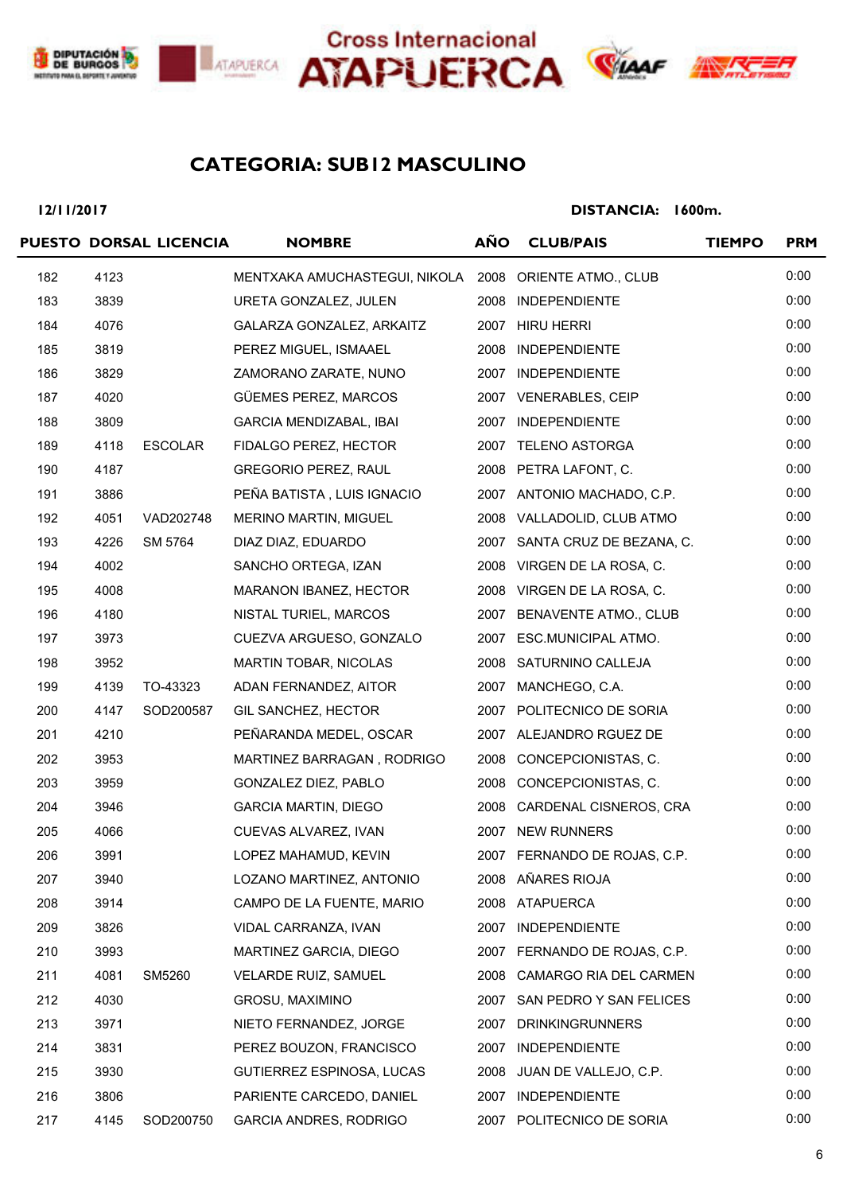Cross Internacional ATAPUERCA

## CATEGORIA: SUB12 MASCULINO

**12/11/2017** **DISTANCIA: 1600m.**

| PUESTO | DORSAL | LICENCIA | NOMBRE | AÑO | CLUB/PAIS | TIEMPO | PRM |
|---|---|---|---|---|---|---|---|
| 182 | 4123 | | MENTXAKA AMUCHASTEGUI, NIKOLA | 2008 | ORIENTE ATMO., CLUB | | 0:00 |
| 183 | 3839 | | URETA GONZALEZ, JULEN | 2008 | INDEPENDIENTE | | 0:00 |
| 184 | 4076 | | GALARZA GONZALEZ, ARKAITZ | 2007 | HIRU HERRI | | 0:00 |
| 185 | 3819 | | PEREZ MIGUEL, ISMAAEL | 2008 | INDEPENDIENTE | | 0:00 |
| 186 | 3829 | | ZAMORANO ZARATE, NUNO | 2007 | INDEPENDIENTE | | 0:00 |
| 187 | 4020 | | GÜEMES PEREZ, MARCOS | 2007 | VENERABLES, CEIP | | 0:00 |
| 188 | 3809 | | GARCIA MENDIZABAL, IBAI | 2007 | INDEPENDIENTE | | 0:00 |
| 189 | 4118 | ESCOLAR | FIDALGO PEREZ, HECTOR | 2007 | TELENO ASTORGA | | 0:00 |
| 190 | 4187 | | GREGORIO PEREZ, RAUL | 2008 | PETRA LAFONT, C. | | 0:00 |
| 191 | 3886 | | PEÑA BATISTA , LUIS IGNACIO | 2007 | ANTONIO MACHADO, C.P. | | 0:00 |
| 192 | 4051 | VAD202748 | MERINO MARTIN, MIGUEL | 2008 | VALLADOLID, CLUB ATMO | | 0:00 |
| 193 | 4226 | SM 5764 | DIAZ DIAZ, EDUARDO | 2007 | SANTA CRUZ DE BEZANA, C. | | 0:00 |
| 194 | 4002 | | SANCHO ORTEGA, IZAN | 2008 | VIRGEN DE LA ROSA, C. | | 0:00 |
| 195 | 4008 | | MARANON IBANEZ, HECTOR | 2008 | VIRGEN DE LA ROSA, C. | | 0:00 |
| 196 | 4180 | | NISTAL TURIEL, MARCOS | 2007 | BENAVENTE ATMO., CLUB | | 0:00 |
| 197 | 3973 | | CUEZVA ARGUESO, GONZALO | 2007 | ESC.MUNICIPAL ATMO. | | 0:00 |
| 198 | 3952 | | MARTIN TOBAR, NICOLAS | 2008 | SATURNINO CALLEJA | | 0:00 |
| 199 | 4139 | TO-43323 | ADAN FERNANDEZ, AITOR | 2007 | MANCHEGO, C.A. | | 0:00 |
| 200 | 4147 | SOD200587 | GIL SANCHEZ, HECTOR | 2007 | POLITECNICO DE SORIA | | 0:00 |
| 201 | 4210 | | PEÑARANDA MEDEL, OSCAR | 2007 | ALEJANDRO RGUEZ DE | | 0:00 |
| 202 | 3953 | | MARTINEZ BARRAGAN , RODRIGO | 2008 | CONCEPCIONISTAS, C. | | 0:00 |
| 203 | 3959 | | GONZALEZ DIEZ, PABLO | 2008 | CONCEPCIONISTAS, C. | | 0:00 |
| 204 | 3946 | | GARCIA MARTIN, DIEGO | 2008 | CARDENAL CISNEROS, CRA | | 0:00 |
| 205 | 4066 | | CUEVAS ALVAREZ, IVAN | 2007 | NEW RUNNERS | | 0:00 |
| 206 | 3991 | | LOPEZ MAHAMUD, KEVIN | 2007 | FERNANDO DE ROJAS, C.P. | | 0:00 |
| 207 | 3940 | | LOZANO MARTINEZ, ANTONIO | 2008 | AÑARES RIOJA | | 0:00 |
| 208 | 3914 | | CAMPO DE LA FUENTE, MARIO | 2008 | ATAPUERCA | | 0:00 |
| 209 | 3826 | | VIDAL CARRANZA, IVAN | 2007 | INDEPENDIENTE | | 0:00 |
| 210 | 3993 | | MARTINEZ GARCIA, DIEGO | 2007 | FERNANDO DE ROJAS, C.P. | | 0:00 |
| 211 | 4081 | SM5260 | VELARDE RUIZ, SAMUEL | 2008 | CAMARGO RIA DEL CARMEN | | 0:00 |
| 212 | 4030 | | GROSU, MAXIMINO | 2007 | SAN PEDRO Y SAN FELICES | | 0:00 |
| 213 | 3971 | | NIETO FERNANDEZ, JORGE | 2007 | DRINKINGRUNNERS | | 0:00 |
| 214 | 3831 | | PEREZ BOUZON, FRANCISCO | 2007 | INDEPENDIENTE | | 0:00 |
| 215 | 3930 | | GUTIERREZ ESPINOSA, LUCAS | 2008 | JUAN DE VALLEJO, C.P. | | 0:00 |
| 216 | 3806 | | PARIENTE CARCEDO, DANIEL | 2007 | INDEPENDIENTE | | 0:00 |
| 217 | 4145 | SOD200750 | GARCIA ANDRES, RODRIGO | 2007 | POLITECNICO DE SORIA | | 0:00 |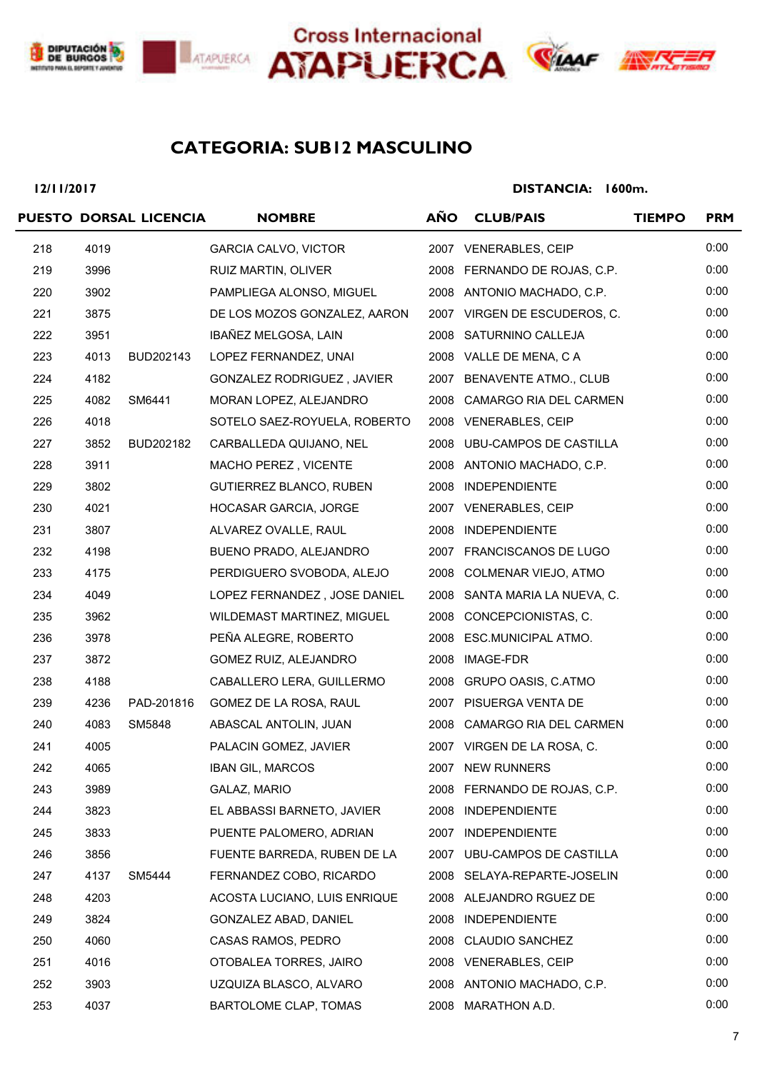Cross Internacional ATAPUERCA

## CATEGORIA: SUB12 MASCULINO

**12/11/2017** **DISTANCIA: 1600m.**

| PUESTO | DORSAL | LICENCIA | NOMBRE | AÑO | CLUB/PAIS | TIEMPO | PRM |
|---|---|---|---|---|---|---|---|
| 218 | 4019 | | GARCIA CALVO, VICTOR | 2007 | VENERABLES, CEIP | | 0:00 |
| 219 | 3996 | | RUIZ MARTIN, OLIVER | 2008 | FERNANDO DE ROJAS, C.P. | | 0:00 |
| 220 | 3902 | | PAMPLIEGA ALONSO, MIGUEL | 2008 | ANTONIO MACHADO, C.P. | | 0:00 |
| 221 | 3875 | | DE LOS MOZOS GONZALEZ, AARON | 2007 | VIRGEN DE ESCUDEROS, C. | | 0:00 |
| 222 | 3951 | | IBAÑEZ MELGOSA, LAIN | 2008 | SATURNINO CALLEJA | | 0:00 |
| 223 | 4013 | BUD202143 | LOPEZ FERNANDEZ, UNAI | 2008 | VALLE DE MENA, C A | | 0:00 |
| 224 | 4182 | | GONZALEZ RODRIGUEZ , JAVIER | 2007 | BENAVENTE ATMO., CLUB | | 0:00 |
| 225 | 4082 | SM6441 | MORAN LOPEZ, ALEJANDRO | 2008 | CAMARGO RIA DEL CARMEN | | 0:00 |
| 226 | 4018 | | SOTELO SAEZ-ROYUELA, ROBERTO | 2008 | VENERABLES, CEIP | | 0:00 |
| 227 | 3852 | BUD202182 | CARBALLEDA QUIJANO, NEL | 2008 | UBU-CAMPOS DE CASTILLA | | 0:00 |
| 228 | 3911 | | MACHO PEREZ , VICENTE | 2008 | ANTONIO MACHADO, C.P. | | 0:00 |
| 229 | 3802 | | GUTIERREZ BLANCO, RUBEN | 2008 | INDEPENDIENTE | | 0:00 |
| 230 | 4021 | | HOCASAR GARCIA, JORGE | 2007 | VENERABLES, CEIP | | 0:00 |
| 231 | 3807 | | ALVAREZ OVALLE, RAUL | 2008 | INDEPENDIENTE | | 0:00 |
| 232 | 4198 | | BUENO PRADO, ALEJANDRO | 2007 | FRANCISCANOS DE LUGO | | 0:00 |
| 233 | 4175 | | PERDIGUERO SVOBODA, ALEJO | 2008 | COLMENAR VIEJO, ATMO | | 0:00 |
| 234 | 4049 | | LOPEZ FERNANDEZ , JOSE DANIEL | 2008 | SANTA MARIA LA NUEVA, C. | | 0:00 |
| 235 | 3962 | | WILDEMAST MARTINEZ, MIGUEL | 2008 | CONCEPCIONISTAS, C. | | 0:00 |
| 236 | 3978 | | PEÑA ALEGRE, ROBERTO | 2008 | ESC.MUNICIPAL ATMO. | | 0:00 |
| 237 | 3872 | | GOMEZ RUIZ, ALEJANDRO | 2008 | IMAGE-FDR | | 0:00 |
| 238 | 4188 | | CABALLERO LERA, GUILLERMO | 2008 | GRUPO OASIS, C.ATMO | | 0:00 |
| 239 | 4236 | PAD-201816 | GOMEZ DE LA ROSA, RAUL | 2007 | PISUERGA VENTA DE | | 0:00 |
| 240 | 4083 | SM5848 | ABASCAL ANTOLIN, JUAN | 2008 | CAMARGO RIA DEL CARMEN | | 0:00 |
| 241 | 4005 | | PALACIN GOMEZ, JAVIER | 2007 | VIRGEN DE LA ROSA, C. | | 0:00 |
| 242 | 4065 | | IBAN GIL, MARCOS | 2007 | NEW RUNNERS | | 0:00 |
| 243 | 3989 | | GALAZ, MARIO | 2008 | FERNANDO DE ROJAS, C.P. | | 0:00 |
| 244 | 3823 | | EL ABBASSI BARNETO, JAVIER | 2008 | INDEPENDIENTE | | 0:00 |
| 245 | 3833 | | PUENTE PALOMERO, ADRIAN | 2007 | INDEPENDIENTE | | 0:00 |
| 246 | 3856 | | FUENTE BARREDA, RUBEN DE LA | 2007 | UBU-CAMPOS DE CASTILLA | | 0:00 |
| 247 | 4137 | SM5444 | FERNANDEZ COBO, RICARDO | 2008 | SELAYA-REPARTE-JOSELIN | | 0:00 |
| 248 | 4203 | | ACOSTA LUCIANO, LUIS ENRIQUE | 2008 | ALEJANDRO RGUEZ DE | | 0:00 |
| 249 | 3824 | | GONZALEZ ABAD, DANIEL | 2008 | INDEPENDIENTE | | 0:00 |
| 250 | 4060 | | CASAS RAMOS, PEDRO | 2008 | CLAUDIO SANCHEZ | | 0:00 |
| 251 | 4016 | | OTOBALEA TORRES, JAIRO | 2008 | VENERABLES, CEIP | | 0:00 |
| 252 | 3903 | | UZQUIZA BLASCO, ALVARO | 2008 | ANTONIO MACHADO, C.P. | | 0:00 |
| 253 | 4037 | | BARTOLOME CLAP, TOMAS | 2008 | MARATHON A.D. | | 0:00 |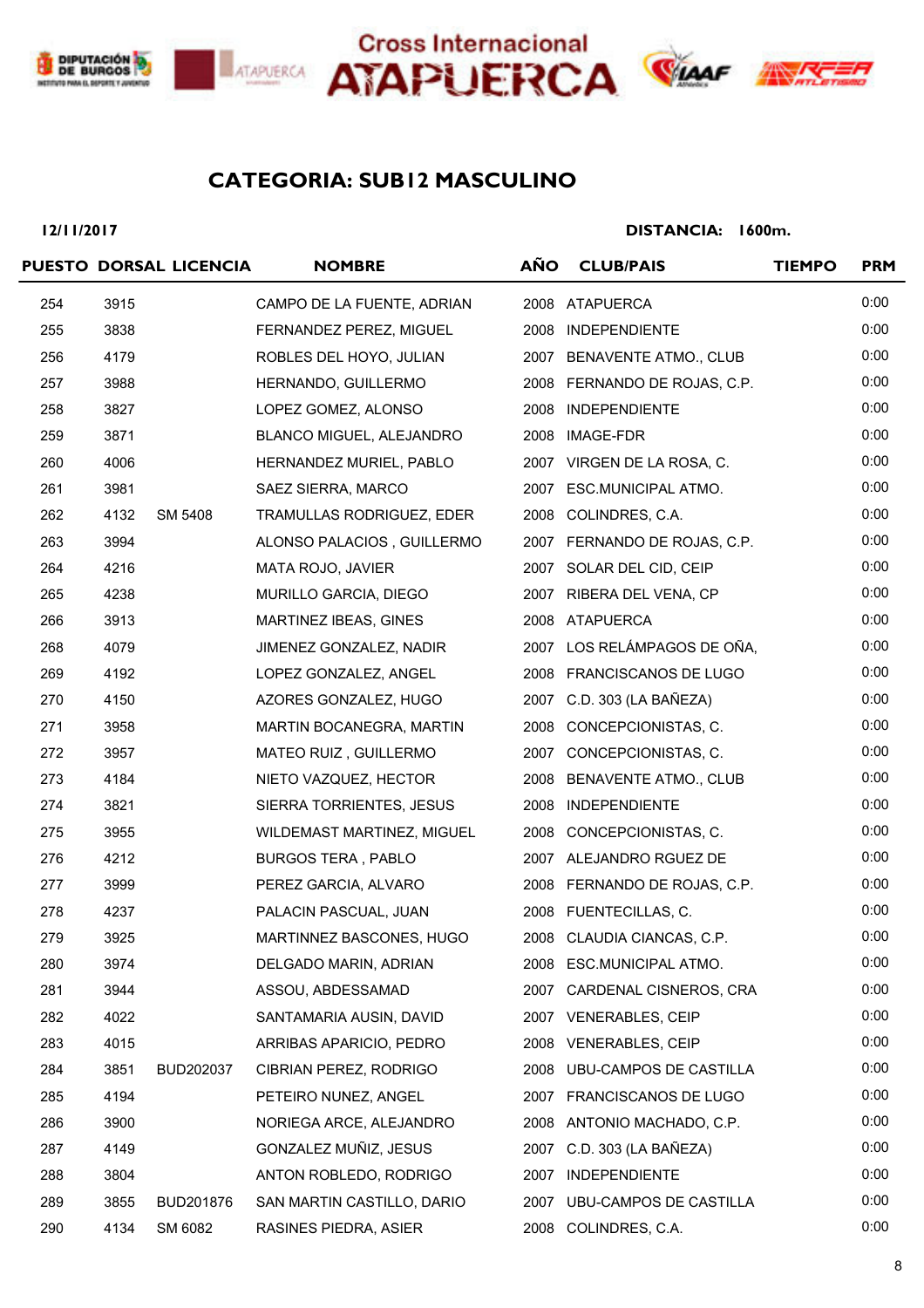# Cross Internacional ATAPUERCA

## CATEGORIA: SUB12 MASCULINO

**12/11/2017** **DISTANCIA: 1600m.**

| PUESTO | DORSAL | LICENCIA | NOMBRE | AÑO | CLUB/PAIS | TIEMPO | PRM |
|---|---|---|---|---|---|---|---|
| 254 | 3915 | | CAMPO DE LA FUENTE, ADRIAN | 2008 | ATAPUERCA | | 0:00 |
| 255 | 3838 | | FERNANDEZ PEREZ, MIGUEL | 2008 | INDEPENDIENTE | | 0:00 |
| 256 | 4179 | | ROBLES DEL HOYO, JULIAN | 2007 | BENAVENTE ATMO., CLUB | | 0:00 |
| 257 | 3988 | | HERNANDO, GUILLERMO | 2008 | FERNANDO DE ROJAS, C.P. | | 0:00 |
| 258 | 3827 | | LOPEZ GOMEZ, ALONSO | 2008 | INDEPENDIENTE | | 0:00 |
| 259 | 3871 | | BLANCO MIGUEL, ALEJANDRO | 2008 | IMAGE-FDR | | 0:00 |
| 260 | 4006 | | HERNANDEZ MURIEL, PABLO | 2007 | VIRGEN DE LA ROSA, C. | | 0:00 |
| 261 | 3981 | | SAEZ SIERRA, MARCO | 2007 | ESC.MUNICIPAL ATMO. | | 0:00 |
| 262 | 4132 | SM 5408 | TRAMULLAS RODRIGUEZ, EDER | 2008 | COLINDRES, C.A. | | 0:00 |
| 263 | 3994 | | ALONSO PALACIOS , GUILLERMO | 2007 | FERNANDO DE ROJAS, C.P. | | 0:00 |
| 264 | 4216 | | MATA ROJO, JAVIER | 2007 | SOLAR DEL CID, CEIP | | 0:00 |
| 265 | 4238 | | MURILLO GARCIA, DIEGO | 2007 | RIBERA DEL VENA, CP | | 0:00 |
| 266 | 3913 | | MARTINEZ IBEAS, GINES | 2008 | ATAPUERCA | | 0:00 |
| 268 | 4079 | | JIMENEZ GONZALEZ, NADIR | 2007 | LOS RELÁMPAGOS DE OÑA, | | 0:00 |
| 269 | 4192 | | LOPEZ GONZALEZ, ANGEL | 2008 | FRANCISCANOS DE LUGO | | 0:00 |
| 270 | 4150 | | AZORES GONZALEZ, HUGO | 2007 | C.D. 303 (LA BAÑEZA) | | 0:00 |
| 271 | 3958 | | MARTIN BOCANEGRA, MARTIN | 2008 | CONCEPCIONISTAS, C. | | 0:00 |
| 272 | 3957 | | MATEO RUIZ , GUILLERMO | 2007 | CONCEPCIONISTAS, C. | | 0:00 |
| 273 | 4184 | | NIETO VAZQUEZ, HECTOR | 2008 | BENAVENTE ATMO., CLUB | | 0:00 |
| 274 | 3821 | | SIERRA TORRIENTES, JESUS | 2008 | INDEPENDIENTE | | 0:00 |
| 275 | 3955 | | WILDEMAST MARTINEZ, MIGUEL | 2008 | CONCEPCIONISTAS, C. | | 0:00 |
| 276 | 4212 | | BURGOS TERA , PABLO | 2007 | ALEJANDRO RGUEZ DE | | 0:00 |
| 277 | 3999 | | PEREZ GARCIA, ALVARO | 2008 | FERNANDO DE ROJAS, C.P. | | 0:00 |
| 278 | 4237 | | PALACIN PASCUAL, JUAN | 2008 | FUENTECILLAS, C. | | 0:00 |
| 279 | 3925 | | MARTINNEZ BASCONES, HUGO | 2008 | CLAUDIA CIANCAS, C.P. | | 0:00 |
| 280 | 3974 | | DELGADO MARIN, ADRIAN | 2008 | ESC.MUNICIPAL ATMO. | | 0:00 |
| 281 | 3944 | | ASSOU, ABDESSAMAD | 2007 | CARDENAL CISNEROS, CRA | | 0:00 |
| 282 | 4022 | | SANTAMARIA AUSIN, DAVID | 2007 | VENERABLES, CEIP | | 0:00 |
| 283 | 4015 | | ARRIBAS APARICIO, PEDRO | 2008 | VENERABLES, CEIP | | 0:00 |
| 284 | 3851 | BUD202037 | CIBRIAN PEREZ, RODRIGO | 2008 | UBU-CAMPOS DE CASTILLA | | 0:00 |
| 285 | 4194 | | PETEIRO NUNEZ, ANGEL | 2007 | FRANCISCANOS DE LUGO | | 0:00 |
| 286 | 3900 | | NORIEGA ARCE, ALEJANDRO | 2008 | ANTONIO MACHADO, C.P. | | 0:00 |
| 287 | 4149 | | GONZALEZ MUÑIZ, JESUS | 2007 | C.D. 303 (LA BAÑEZA) | | 0:00 |
| 288 | 3804 | | ANTON ROBLEDO, RODRIGO | 2007 | INDEPENDIENTE | | 0:00 |
| 289 | 3855 | BUD201876 | SAN MARTIN CASTILLO, DARIO | 2007 | UBU-CAMPOS DE CASTILLA | | 0:00 |
| 290 | 4134 | SM 6082 | RASINES PIEDRA, ASIER | 2008 | COLINDRES, C.A. | | 0:00 |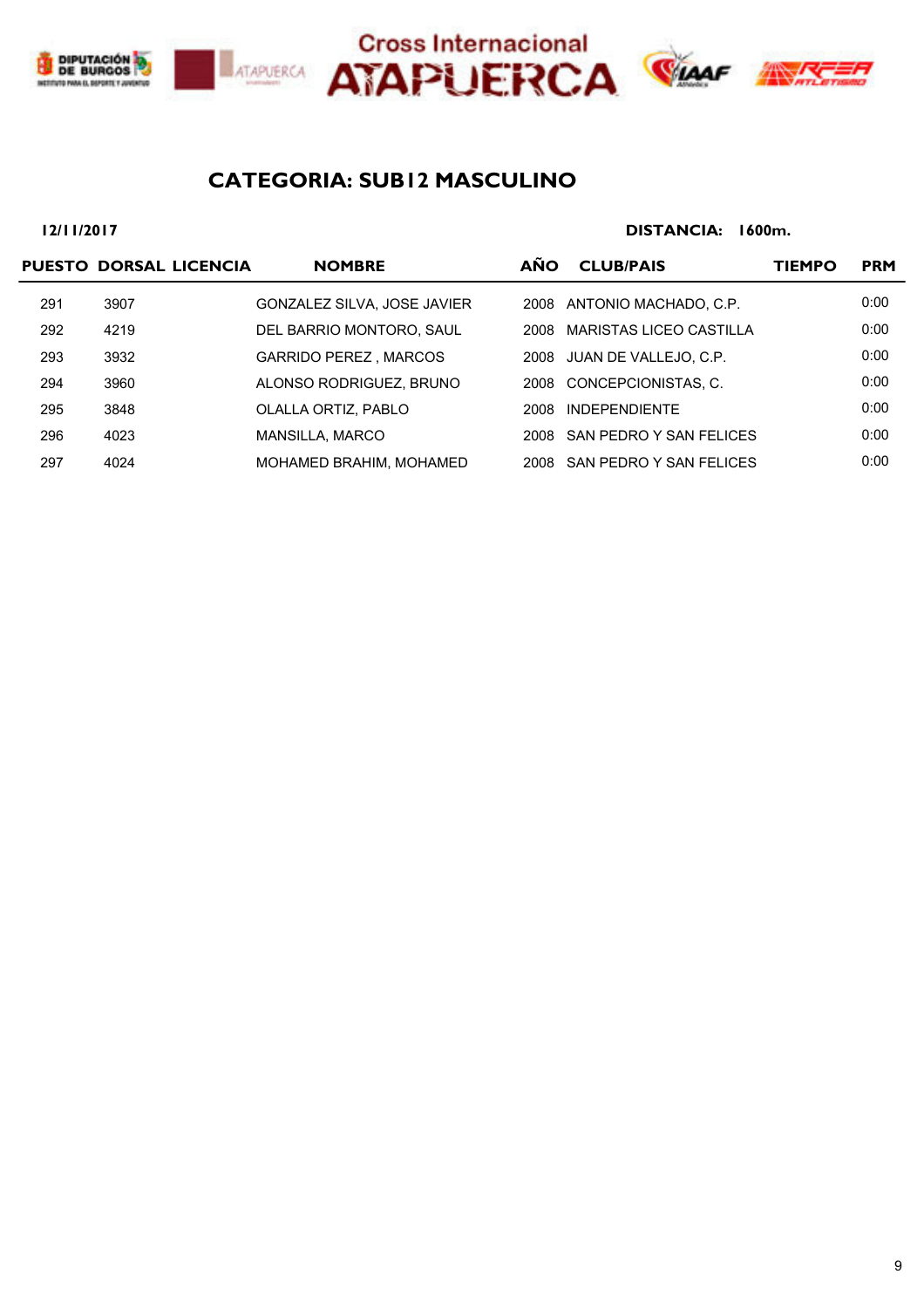Cross Internacional ATAPUERCA

## CATEGORIA: SUB12 MASCULINO

**12/11/2017** **DISTANCIA: 1600m.**

| PUESTO | DORSAL | LICENCIA | NOMBRE | AÑO | CLUB/PAIS | TIEMPO | PRM |
|---|---|---|---|---|---|---|---|
| 291 | 3907 | | GONZALEZ SILVA, JOSE JAVIER | 2008 | ANTONIO MACHADO, C.P. | | 0:00 |
| 292 | 4219 | | DEL BARRIO MONTORO, SAUL | 2008 | MARISTAS LICEO CASTILLA | | 0:00 |
| 293 | 3932 | | GARRIDO PEREZ , MARCOS | 2008 | JUAN DE VALLEJO, C.P. | | 0:00 |
| 294 | 3960 | | ALONSO RODRIGUEZ, BRUNO | 2008 | CONCEPCIONISTAS, C. | | 0:00 |
| 295 | 3848 | | OLALLA ORTIZ, PABLO | 2008 | INDEPENDIENTE | | 0:00 |
| 296 | 4023 | | MANSILLA, MARCO | 2008 | SAN PEDRO Y SAN FELICES | | 0:00 |
| 297 | 4024 | | MOHAMED BRAHIM, MOHAMED | 2008 | SAN PEDRO Y SAN FELICES | | 0:00 |